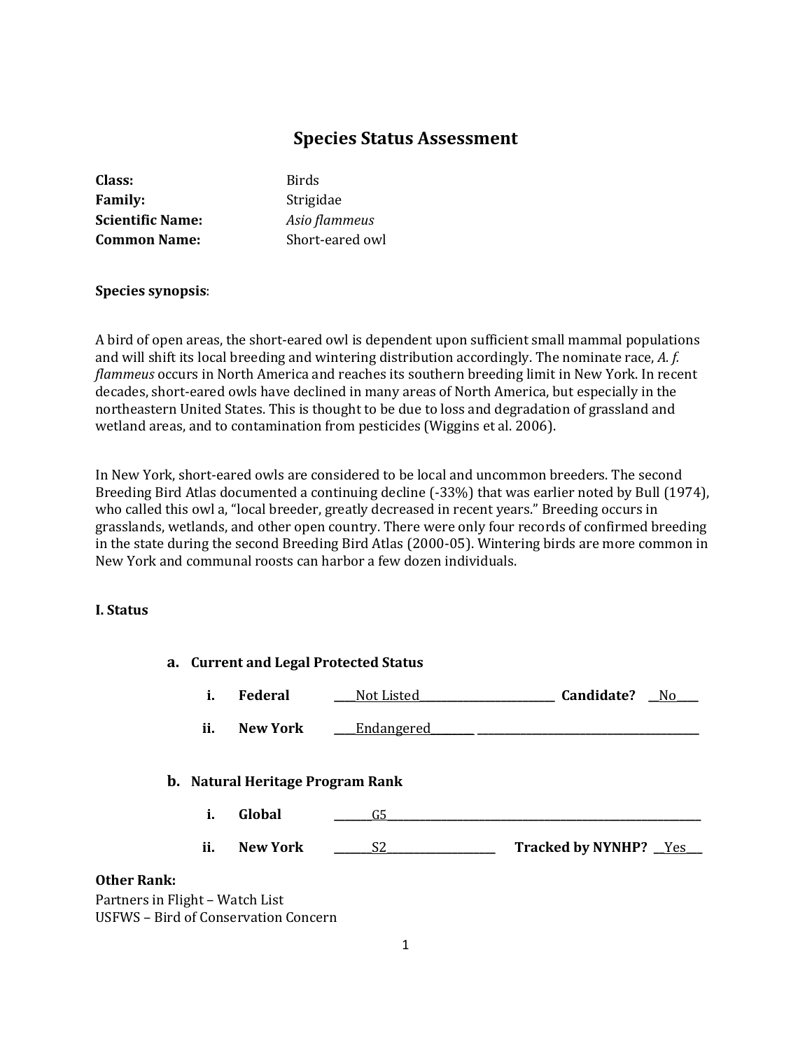# Species Status Assessment

**Class:** Birds
**Family:** *Strigidae*
**Scientific Name:** *Asio flammeus*
**Common Name:** Short-eared owl

**Species synopsis**:

A bird of open areas, the short-eared owl is dependent upon sufficient small mammal populations and will shift its local breeding and wintering distribution accordingly. The nominate race, *A. f. flammeus* occurs in North America and reaches its southern breeding limit in New York. In recent decades, short-eared owls have declined in many areas of North America, but especially in the northeastern United States. This is thought to be due to loss and degradation of grassland and wetland areas, and to contamination from pesticides (Wiggins et al. 2006).

In New York, short-eared owls are considered to be local and uncommon breeders. The second Breeding Bird Atlas documented a continuing decline (-33%) that was earlier noted by Bull (1974), who called this owl a, "local breeder, greatly decreased in recent years." Breeding occurs in grasslands, wetlands, and other open country. There were only four records of confirmed breeding in the state during the second Breeding Bird Atlas (2000-05). Wintering birds are more common in New York and communal roosts can harbor a few dozen individuals.

## I. Status

### a. Current and Legal Protected Status

i. **Federal** Not Listed **Candidate?** No

ii. **New York** Endangered

### b. Natural Heritage Program Rank

i. **Global** G5

ii. **New York** S2 **Tracked by NYNHP?** Yes

**Other Rank:**
Partners in Flight – Watch List
USFWS – Bird of Conservation Concern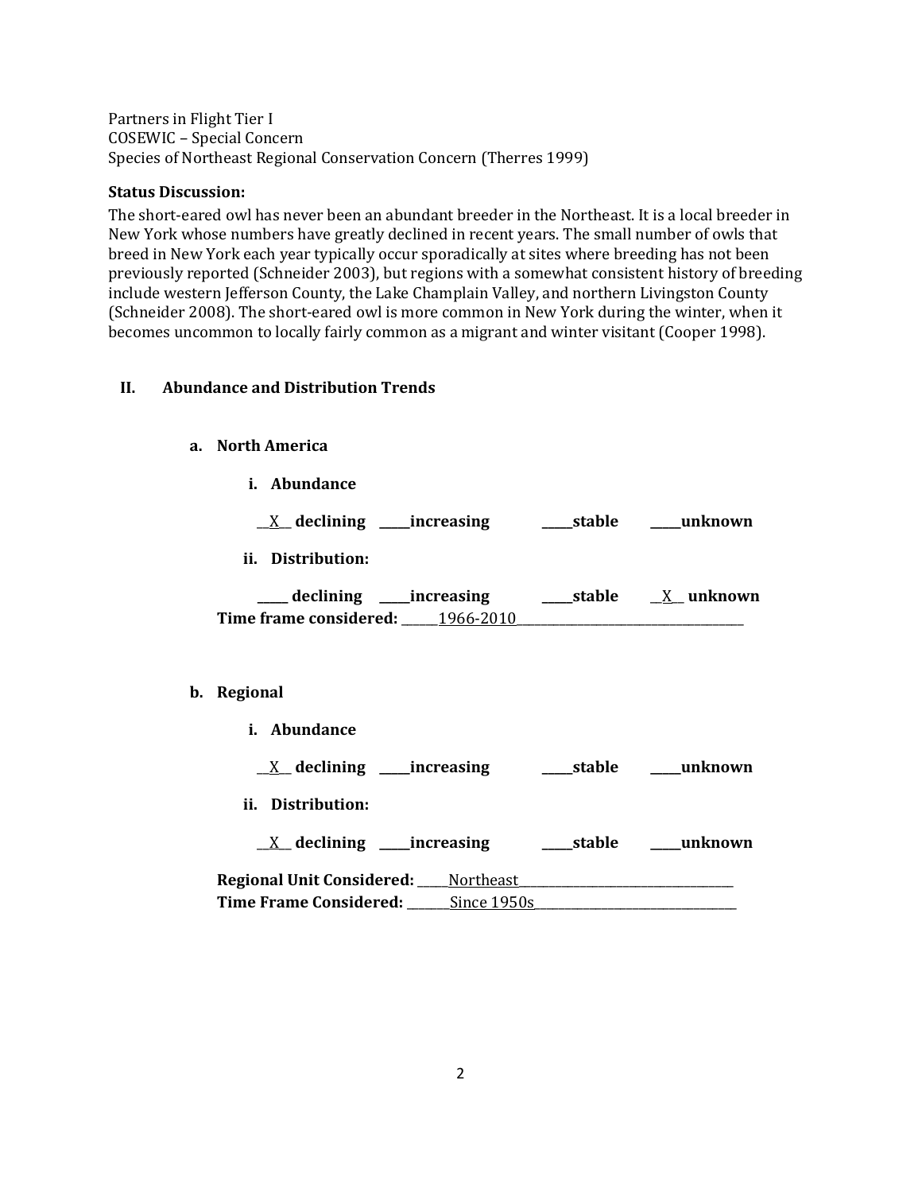Partners in Flight Tier I
COSEWIC – Special Concern
Species of Northeast Regional Conservation Concern (Therres 1999)

**Status Discussion:**
The short-eared owl has never been an abundant breeder in the Northeast. It is a local breeder in New York whose numbers have greatly declined in recent years. The small number of owls that breed in New York each year typically occur sporadically at sites where breeding has not been previously reported (Schneider 2003), but regions with a somewhat consistent history of breeding include western Jefferson County, the Lake Champlain Valley, and northern Livingston County (Schneider 2008). The short-eared owl is more common in New York during the winter, when it becomes uncommon to locally fairly common as a migrant and winter visitant (Cooper 1998).

## II. Abundance and Distribution Trends

### a. North America

**i. Abundance**

\_\_X\_\_ **declining** \_\_\_\_\_**increasing** \_\_\_\_\_**stable** \_\_\_\_\_**unknown**

**ii. Distribution:**

\_\_\_\_\_ **declining** \_\_\_\_\_**increasing** \_\_\_\_\_**stable** \_\_X\_\_ **unknown**

**Time frame considered:** \_\_\_\_\_\_1966-2010\_\_\_\_\_\_\_\_\_\_\_\_\_\_\_\_\_\_\_\_\_\_\_\_\_\_\_\_\_\_\_\_\_\_\_\_

### b. Regional

**i. Abundance**

\_\_X\_\_ **declining** \_\_\_\_\_**increasing** \_\_\_\_\_**stable** \_\_\_\_\_**unknown**

**ii. Distribution:**

\_\_X\_\_ **declining** \_\_\_\_\_**increasing** \_\_\_\_\_**stable** \_\_\_\_\_**unknown**

**Regional Unit Considered:** \_\_\_\_\_Northeast\_\_\_\_\_\_\_\_\_\_\_\_\_\_\_\_\_\_\_\_\_\_\_\_\_\_\_\_\_\_\_\_\_\_\_
**Time Frame Considered:** \_\_\_\_\_\_\_Since 1950s\_\_\_\_\_\_\_\_\_\_\_\_\_\_\_\_\_\_\_\_\_\_\_\_\_\_\_\_\_\_\_\_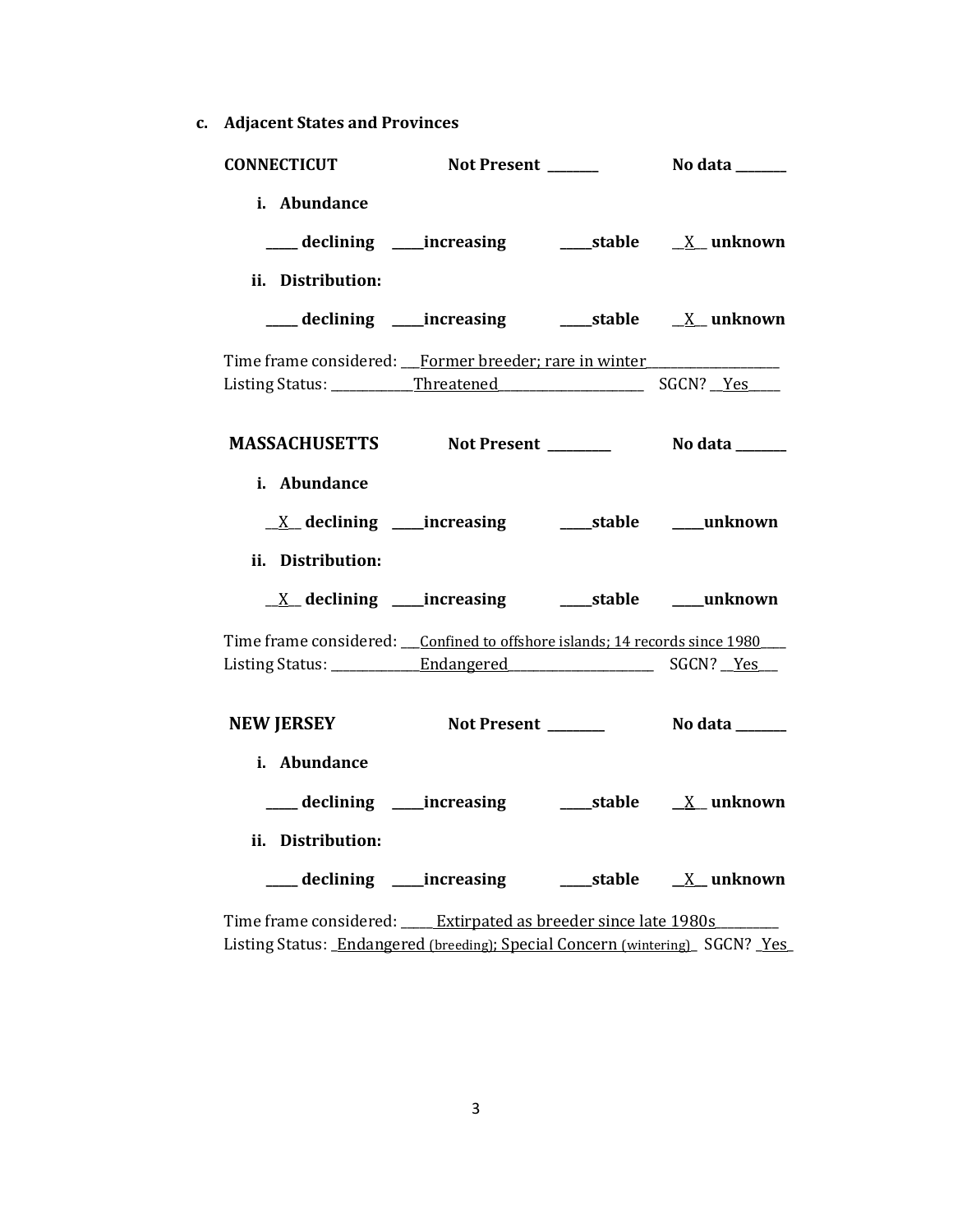**c. Adjacent States and Provinces**

**CONNECTICUT** **Not Present** _______ **No data** _______

**i. Abundance**

_____ **declining** _____**increasing** _____**stable** __X__ **unknown**

**ii. Distribution:**

_____ **declining** _____**increasing** _____**stable** __X__ **unknown**

Time frame considered: ___Former breeder; rare in winter___________________

Listing Status: ____________Threatened______________________ SGCN? __Yes_____

**MASSACHUSETTS** **Not Present** _________ **No data** _______

**i. Abundance**

__X__ **declining** _____**increasing** _____**stable** _____**unknown**

**ii. Distribution:**

__X__ **declining** _____**increasing** _____**stable** _____**unknown**

Time frame considered: ___Confined to offshore islands; 14 records since 1980____

Listing Status: ______________Endangered______________________ SGCN? __Yes___

**NEW JERSEY** **Not Present** ________ **No data** _______

**i. Abundance**

_____ **declining** _____**increasing** _____**stable** __X__ **unknown**

**ii. Distribution:**

_____ **declining** _____**increasing** _____**stable** __X__ **unknown**

Time frame considered: _____Extirpated as breeder since late 1980s_________

Listing Status: _Endangered (breeding); Special Concern (wintering)_ SGCN? _Yes_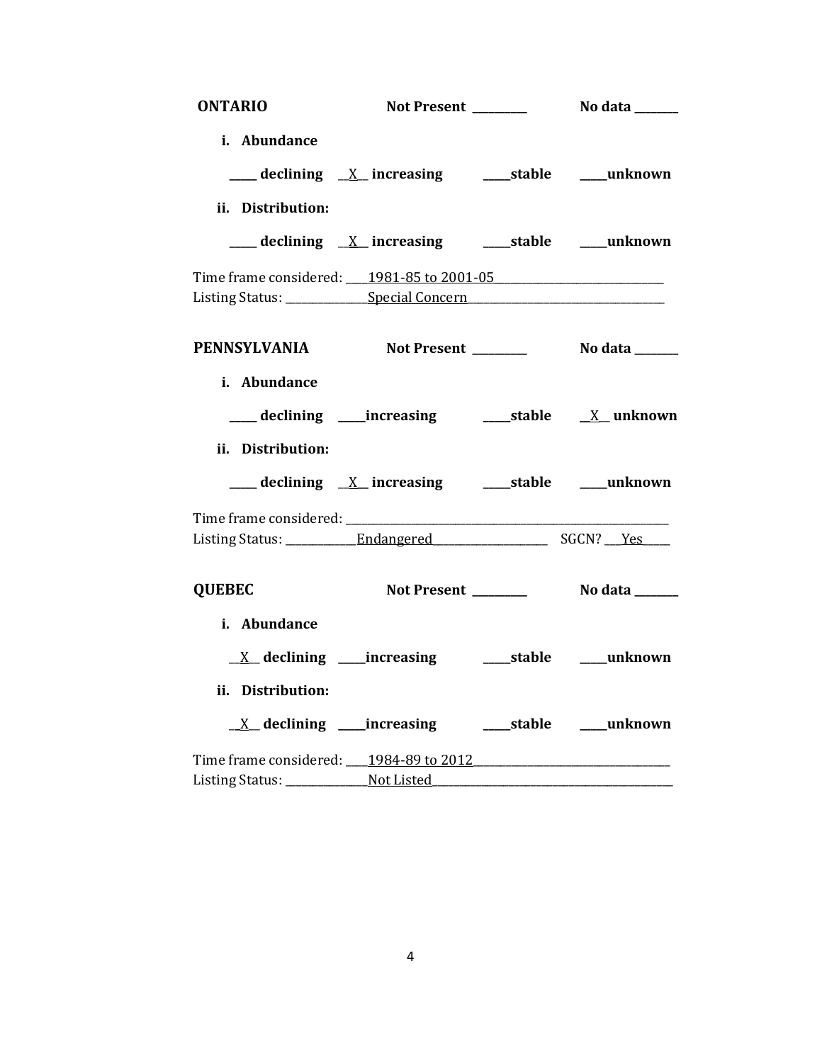**ONTARIO** **Not Present \_\_\_\_\_\_\_\_\_** **No data \_\_\_\_\_\_\_**

**i. Abundance**

**\_\_\_\_\_ declining** \_\_X\_\_ **increasing** **\_\_\_\_\_stable** **\_\_\_\_\_unknown**

**ii. Distribution:**

**\_\_\_\_\_ declining** \_\_X\_\_ **increasing** **\_\_\_\_\_stable** **\_\_\_\_\_unknown**

Time frame considered: \_\_\_\_1981-85 to 2001-05\_\_\_\_\_\_\_\_\_\_\_\_\_\_\_\_\_\_\_\_\_\_\_\_\_\_\_\_\_\_
Listing Status: \_\_\_\_\_\_\_\_\_\_\_\_\_\_Special Concern\_\_\_\_\_\_\_\_\_\_\_\_\_\_\_\_\_\_\_\_\_\_\_\_\_\_\_\_\_\_\_\_\_\_\_

**PENNSYLVANIA** **Not Present \_\_\_\_\_\_\_\_\_** **No data \_\_\_\_\_\_\_**

**i. Abundance**

**\_\_\_\_\_ declining** **\_\_\_\_\_increasing** **\_\_\_\_\_stable** \_\_X\_\_ **unknown**

**ii. Distribution:**

**\_\_\_\_\_ declining** \_\_X\_\_ **increasing** **\_\_\_\_\_stable** **\_\_\_\_\_unknown**

Time frame considered: \_\_\_\_\_\_\_\_\_\_\_\_\_\_\_\_\_\_\_\_\_\_\_\_\_\_\_\_\_\_\_\_\_\_\_\_\_\_\_\_\_\_\_\_\_\_\_\_\_\_\_\_\_\_\_\_\_\_
Listing Status: \_\_\_\_\_\_\_\_\_\_\_\_\_Endangered\_\_\_\_\_\_\_\_\_\_\_\_\_\_\_\_\_\_\_\_ SGCN? \_\_\_Yes\_\_\_\_\_

**QUEBEC** **Not Present \_\_\_\_\_\_\_\_\_** **No data \_\_\_\_\_\_\_**

**i. Abundance**

\_\_X\_\_ **declining** **\_\_\_\_\_increasing** **\_\_\_\_\_stable** **\_\_\_\_\_unknown**

**ii. Distribution:**

\_\_X\_\_ **declining** **\_\_\_\_\_increasing** **\_\_\_\_\_stable** **\_\_\_\_\_unknown**

Time frame considered: \_\_\_\_1984-89 to 2012\_\_\_\_\_\_\_\_\_\_\_\_\_\_\_\_\_\_\_\_\_\_\_\_\_\_\_\_\_\_\_\_\_\_\_\_
Listing Status: \_\_\_\_\_\_\_\_\_\_\_\_\_\_Not Listed\_\_\_\_\_\_\_\_\_\_\_\_\_\_\_\_\_\_\_\_\_\_\_\_\_\_\_\_\_\_\_\_\_\_\_\_\_\_\_\_\_\_\_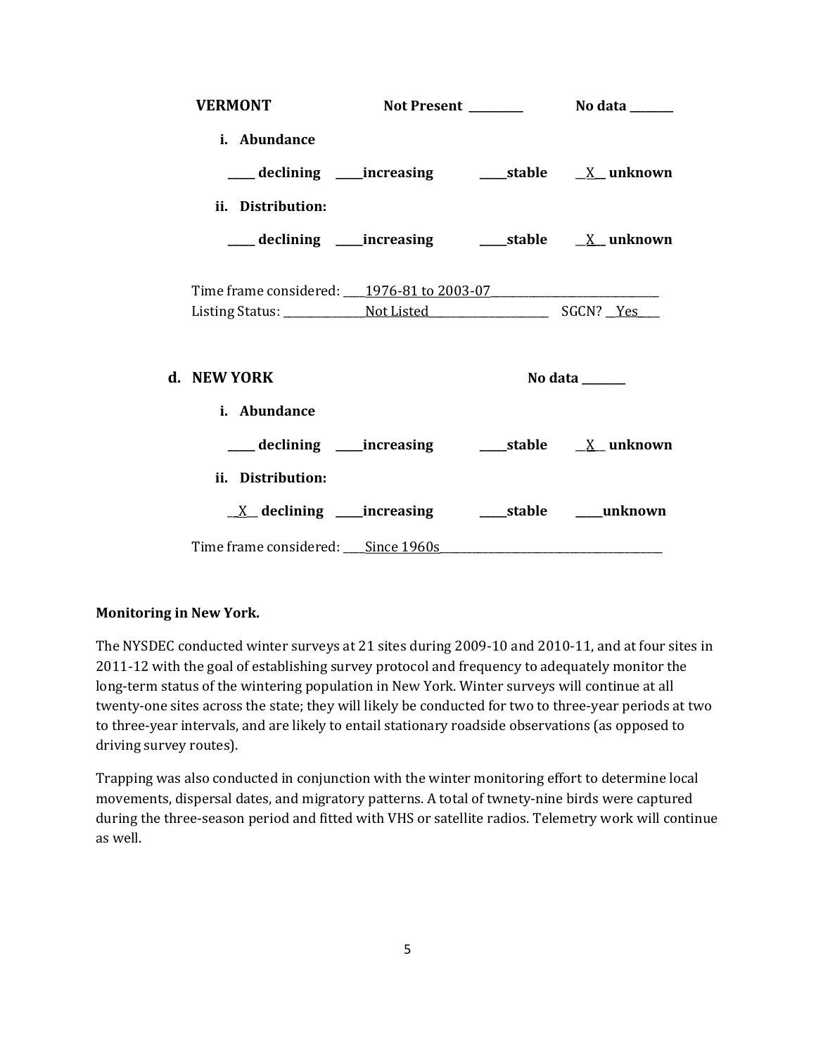**VERMONT** **Not Present** ________ **No data** _______

**i. Abundance**

_____ **declining** _____**increasing** _____**stable** __X__ **unknown**

**ii. Distribution:**

_____ **declining** _____**increasing** _____**stable** __X__ **unknown**

Time frame considered: ____1976-81 to 2003-07____________________________

Listing Status: _______________Not Listed_______________________ SGCN? __Yes___

**d. NEW YORK** **No data** _______

**i. Abundance**

_____ **declining** _____**increasing** _____**stable** __X__ **unknown**

**ii. Distribution:**

__X__ **declining** _____**increasing** _____**stable** _____**unknown**

Time frame considered: ____Since 1960s________________________________________

**Monitoring in New York.**

The NYSDEC conducted winter surveys at 21 sites during 2009-10 and 2010-11, and at four sites in 2011-12 with the goal of establishing survey protocol and frequency to adequately monitor the long-term status of the wintering population in New York. Winter surveys will continue at all twenty-one sites across the state; they will likely be conducted for two to three-year periods at two to three-year intervals, and are likely to entail stationary roadside observations (as opposed to driving survey routes).

Trapping was also conducted in conjunction with the winter monitoring effort to determine local movements, dispersal dates, and migratory patterns. A total of twnety-nine birds were captured during the three-season period and fitted with VHS or satellite radios. Telemetry work will continue as well.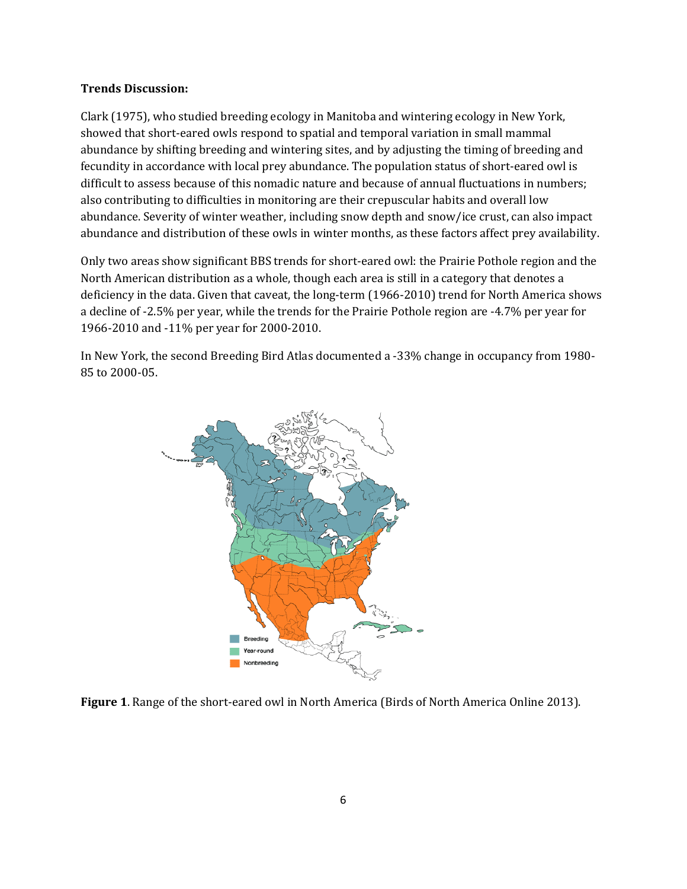**Trends Discussion:**

Clark (1975), who studied breeding ecology in Manitoba and wintering ecology in New York, showed that short-eared owls respond to spatial and temporal variation in small mammal abundance by shifting breeding and wintering sites, and by adjusting the timing of breeding and fecundity in accordance with local prey abundance. The population status of short-eared owl is difficult to assess because of this nomadic nature and because of annual fluctuations in numbers; also contributing to difficulties in monitoring are their crepuscular habits and overall low abundance. Severity of winter weather, including snow depth and snow/ice crust, can also impact abundance and distribution of these owls in winter months, as these factors affect prey availability.

Only two areas show significant BBS trends for short-eared owl: the Prairie Pothole region and the North American distribution as a whole, though each area is still in a category that denotes a deficiency in the data. Given that caveat, the long-term (1966-2010) trend for North America shows a decline of -2.5% per year, while the trends for the Prairie Pothole region are -4.7% per year for 1966-2010 and -11% per year for 2000-2010.

In New York, the second Breeding Bird Atlas documented a -33% change in occupancy from 1980-85 to 2000-05.

**Figure 1**. Range of the short-eared owl in North America (Birds of North America Online 2013).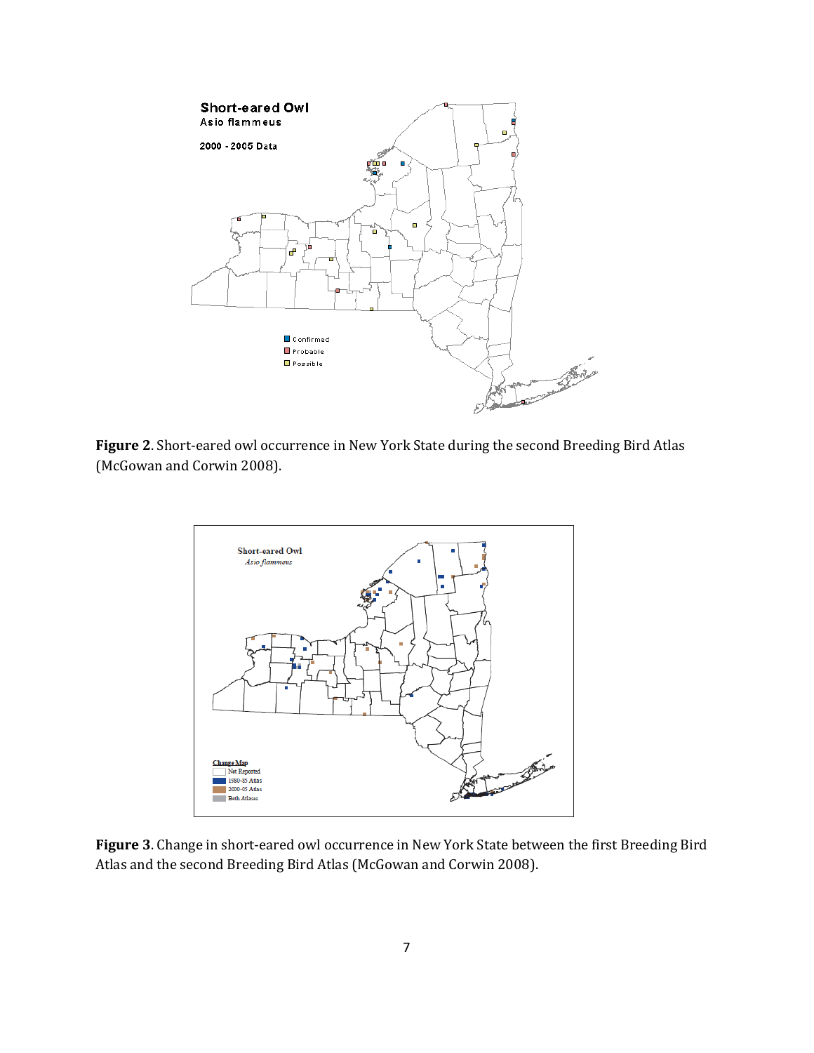**Figure 2**. Short-eared owl occurrence in New York State during the second Breeding Bird Atlas (McGowan and Corwin 2008).

**Figure 3**. Change in short-eared owl occurrence in New York State between the first Breeding Bird Atlas and the second Breeding Bird Atlas (McGowan and Corwin 2008).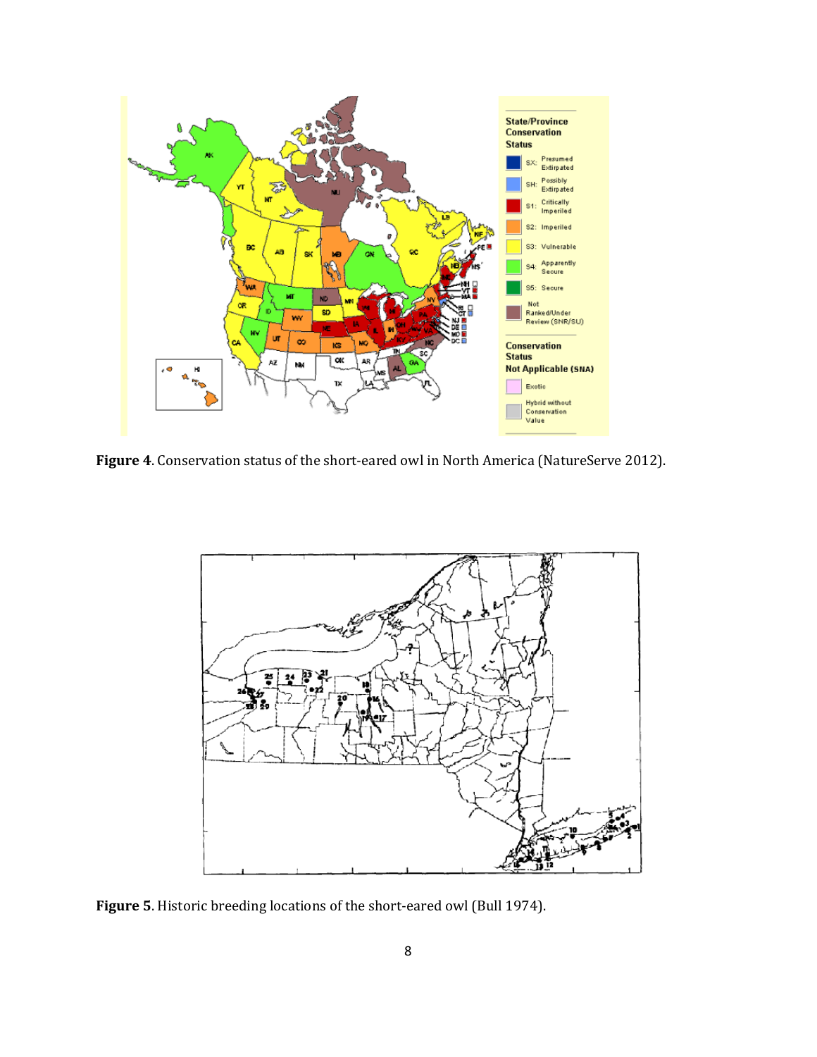**Figure 4**. Conservation status of the short-eared owl in North America (NatureServe 2012).

**Figure 5**. Historic breeding locations of the short-eared owl (Bull 1974).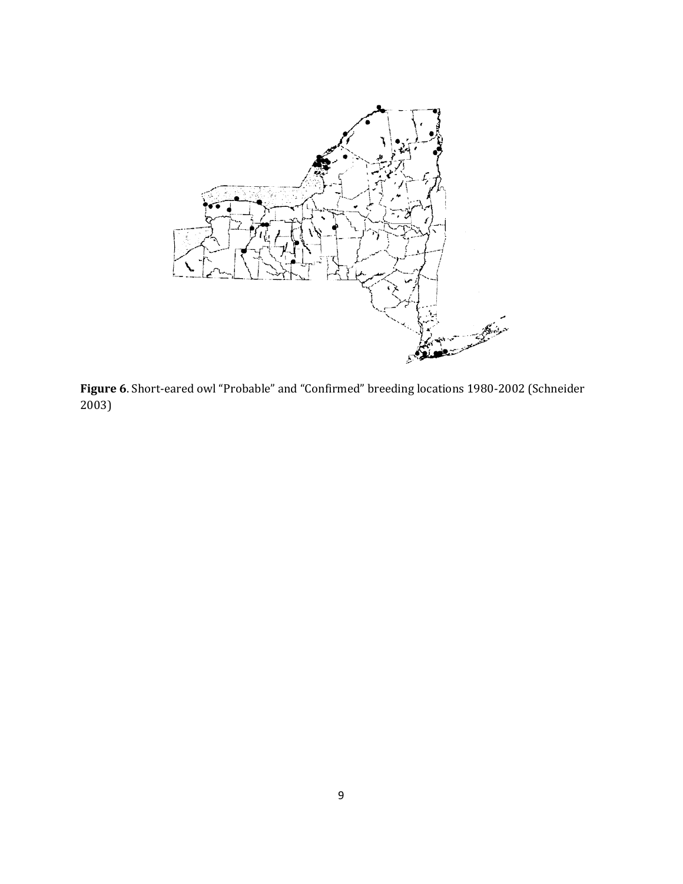**Figure 6**. Short-eared owl "Probable" and "Confirmed" breeding locations 1980-2002 (Schneider 2003)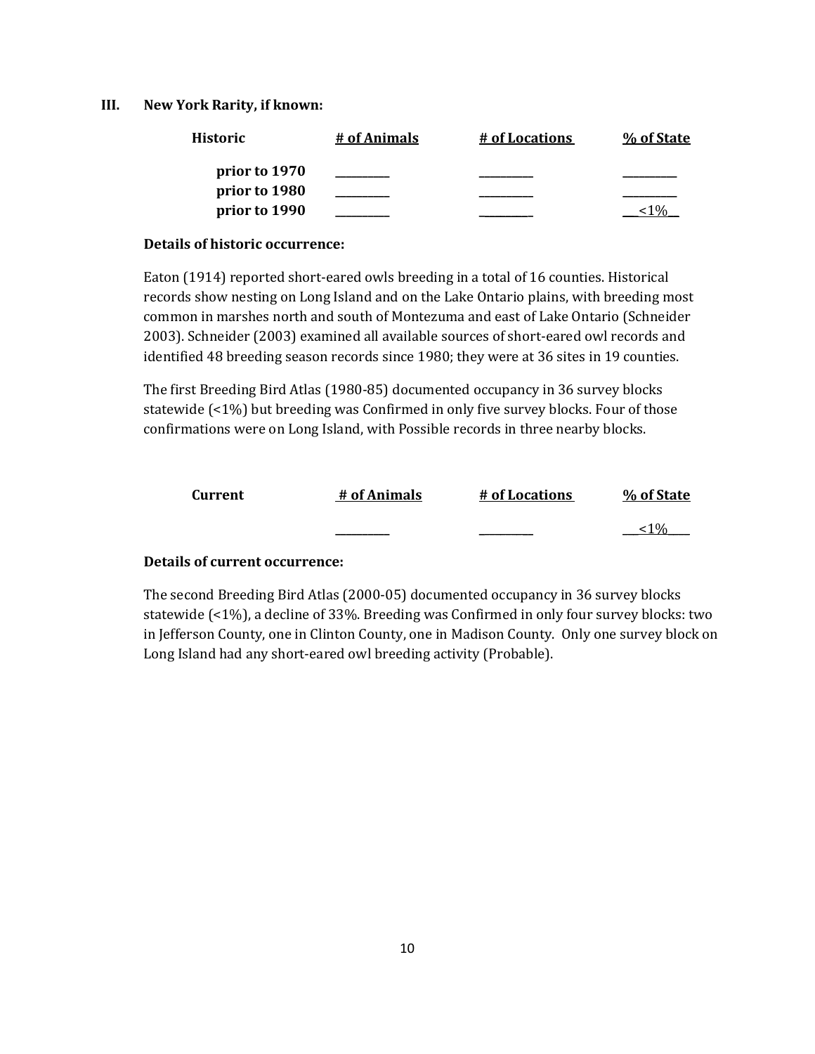### III. New York Rarity, if known:

| Historic | # of Animals | # of Locations | % of State |
|---|---|---|---|
| prior to 1970 | _________ | _________ | _________ |
| prior to 1980 | _________ | _________ | _________ |
| prior to 1990 | _________ | _________ | __<1%__ |

**Details of historic occurrence:**

Eaton (1914) reported short-eared owls breeding in a total of 16 counties. Historical records show nesting on Long Island and on the Lake Ontario plains, with breeding most common in marshes north and south of Montezuma and east of Lake Ontario (Schneider 2003). Schneider (2003) examined all available sources of short-eared owl records and identified 48 breeding season records since 1980; they were at 36 sites in 19 counties.

The first Breeding Bird Atlas (1980-85) documented occupancy in 36 survey blocks statewide (<1%) but breeding was Confirmed in only five survey blocks. Four of those confirmations were on Long Island, with Possible records in three nearby blocks.

| Current | # of Animals | # of Locations | % of State |
|---|---|---|---|
| | _________ | _________ | __<1%___ |

**Details of current occurrence:**

The second Breeding Bird Atlas (2000-05) documented occupancy in 36 survey blocks statewide (<1%), a decline of 33%. Breeding was Confirmed in only four survey blocks: two in Jefferson County, one in Clinton County, one in Madison County. Only one survey block on Long Island had any short-eared owl breeding activity (Probable).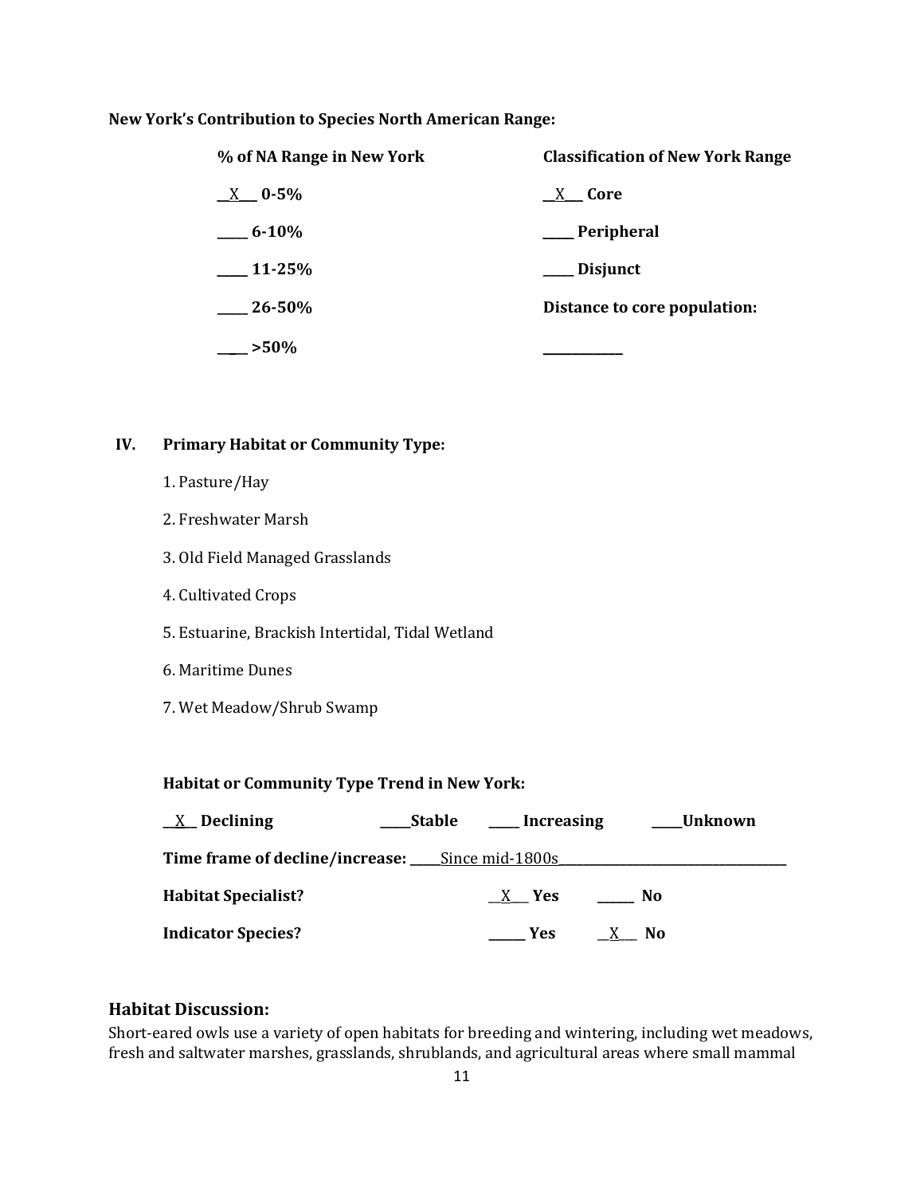**New York's Contribution to Species North American Range:**

| % of NA Range in New York | Classification of New York Range |
|---|---|
| __X__ 0-5% | __X__ Core |
| _____ 6-10% | _____ Peripheral |
| _____ 11-25% | _____ Disjunct |
| _____ 26-50% | **Distance to core population:** |
| _____ >50% | _____________ |

## IV. Primary Habitat or Community Type:

1. Pasture/Hay
2. Freshwater Marsh
3. Old Field Managed Grasslands
4. Cultivated Crops
5. Estuarine, Brackish Intertidal, Tidal Wetland
6. Maritime Dunes
7. Wet Meadow/Shrub Swamp

**Habitat or Community Type Trend in New York:**

__X__ **Declining** _____ **Stable** _____ **Increasing** _____ **Unknown**

**Time frame of decline/increase:** _____Since mid-1800s_____

**Habitat Specialist?** __X__ **Yes** _____ **No**

**Indicator Species?** _____ **Yes** __X__ **No**

### Habitat Discussion:

Short-eared owls use a variety of open habitats for breeding and wintering, including wet meadows, fresh and saltwater marshes, grasslands, shrublands, and agricultural areas where small mammal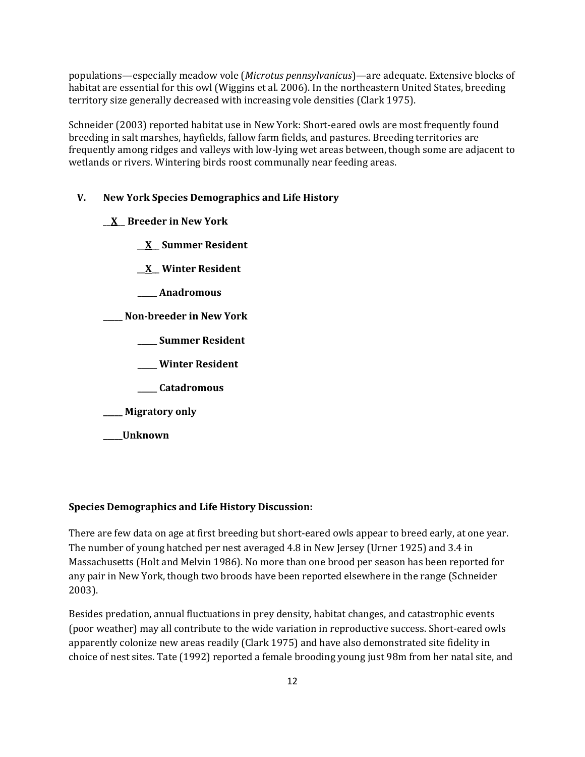populations—especially meadow vole (*Microtus pennsylvanicus*)—are adequate. Extensive blocks of habitat are essential for this owl (Wiggins et al. 2006). In the northeastern United States, breeding territory size generally decreased with increasing vole densities (Clark 1975).

Schneider (2003) reported habitat use in New York: Short-eared owls are most frequently found breeding in salt marshes, hayfields, fallow farm fields, and pastures. Breeding territories are frequently among ridges and valleys with low-lying wet areas between, though some are adjacent to wetlands or rivers. Wintering birds roost communally near feeding areas.

## V. New York Species Demographics and Life History

**__X__ Breeder in New York**

- **__X__ Summer Resident**
- **__X__ Winter Resident**
- **_____ Anadromous**

**_____ Non-breeder in New York**

- **_____ Summer Resident**
- **_____ Winter Resident**
- **_____ Catadromous**

**_____ Migratory only**

**_____Unknown**

**Species Demographics and Life History Discussion:**

There are few data on age at first breeding but short-eared owls appear to breed early, at one year. The number of young hatched per nest averaged 4.8 in New Jersey (Urner 1925) and 3.4 in Massachusetts (Holt and Melvin 1986). No more than one brood per season has been reported for any pair in New York, though two broods have been reported elsewhere in the range (Schneider 2003).

Besides predation, annual fluctuations in prey density, habitat changes, and catastrophic events (poor weather) may all contribute to the wide variation in reproductive success. Short-eared owls apparently colonize new areas readily (Clark 1975) and have also demonstrated site fidelity in choice of nest sites. Tate (1992) reported a female brooding young just 98m from her natal site, and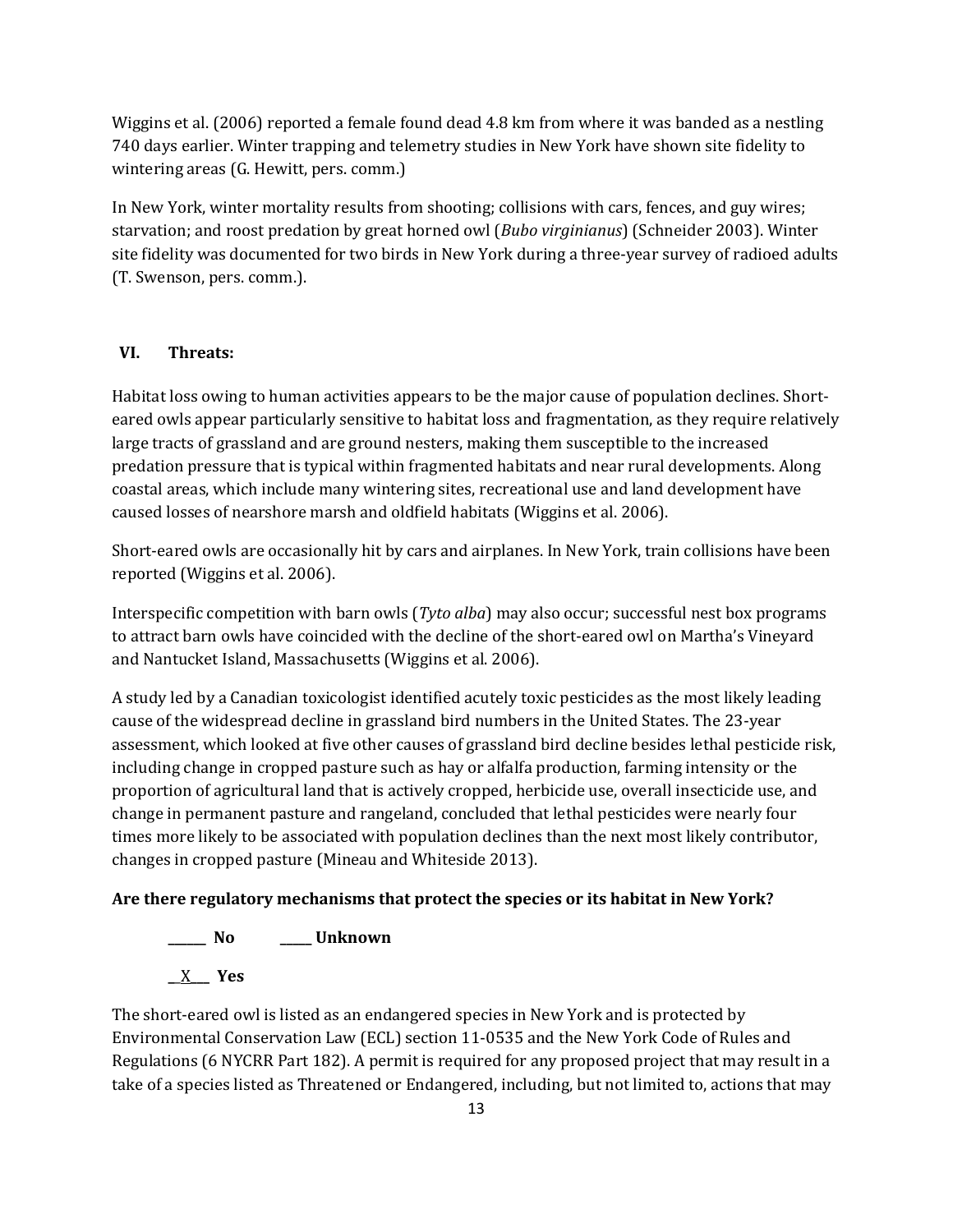Wiggins et al. (2006) reported a female found dead 4.8 km from where it was banded as a nestling 740 days earlier. Winter trapping and telemetry studies in New York have shown site fidelity to wintering areas (G. Hewitt, pers. comm.)

In New York, winter mortality results from shooting; collisions with cars, fences, and guy wires; starvation; and roost predation by great horned owl (*Bubo virginianus*) (Schneider 2003). Winter site fidelity was documented for two birds in New York during a three-year survey of radioed adults (T. Swenson, pers. comm.).

## VI. Threats:

Habitat loss owing to human activities appears to be the major cause of population declines. Short-eared owls appear particularly sensitive to habitat loss and fragmentation, as they require relatively large tracts of grassland and are ground nesters, making them susceptible to the increased predation pressure that is typical within fragmented habitats and near rural developments. Along coastal areas, which include many wintering sites, recreational use and land development have caused losses of nearshore marsh and oldfield habitats (Wiggins et al. 2006).

Short-eared owls are occasionally hit by cars and airplanes. In New York, train collisions have been reported (Wiggins et al. 2006).

Interspecific competition with barn owls (*Tyto alba*) may also occur; successful nest box programs to attract barn owls have coincided with the decline of the short-eared owl on Martha's Vineyard and Nantucket Island, Massachusetts (Wiggins et al. 2006).

A study led by a Canadian toxicologist identified acutely toxic pesticides as the most likely leading cause of the widespread decline in grassland bird numbers in the United States. The 23-year assessment, which looked at five other causes of grassland bird decline besides lethal pesticide risk, including change in cropped pasture such as hay or alfalfa production, farming intensity or the proportion of agricultural land that is actively cropped, herbicide use, overall insecticide use, and change in permanent pasture and rangeland, concluded that lethal pesticides were nearly four times more likely to be associated with population declines than the next most likely contributor, changes in cropped pasture (Mineau and Whiteside 2013).

**Are there regulatory mechanisms that protect the species or its habitat in New York?**

**\_\_\_\_\_\_ No** **\_\_\_\_\_ Unknown**

**\_\_X\_\_\_ Yes**

The short-eared owl is listed as an endangered species in New York and is protected by Environmental Conservation Law (ECL) section 11-0535 and the New York Code of Rules and Regulations (6 NYCRR Part 182). A permit is required for any proposed project that may result in a take of a species listed as Threatened or Endangered, including, but not limited to, actions that may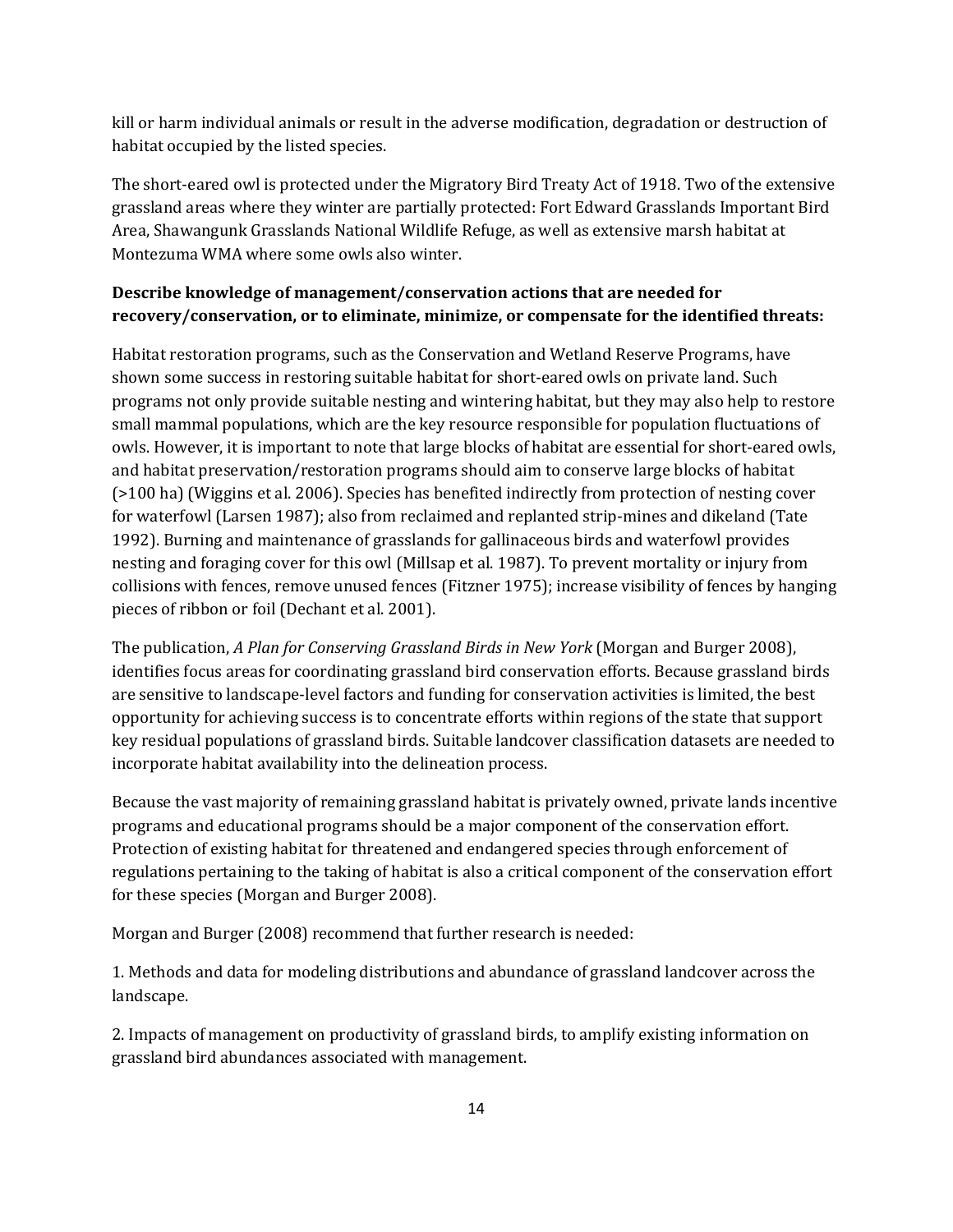kill or harm individual animals or result in the adverse modification, degradation or destruction of habitat occupied by the listed species.

The short-eared owl is protected under the Migratory Bird Treaty Act of 1918. Two of the extensive grassland areas where they winter are partially protected: Fort Edward Grasslands Important Bird Area, Shawangunk Grasslands National Wildlife Refuge, as well as extensive marsh habitat at Montezuma WMA where some owls also winter.

**Describe knowledge of management/conservation actions that are needed for recovery/conservation, or to eliminate, minimize, or compensate for the identified threats:**

Habitat restoration programs, such as the Conservation and Wetland Reserve Programs, have shown some success in restoring suitable habitat for short-eared owls on private land. Such programs not only provide suitable nesting and wintering habitat, but they may also help to restore small mammal populations, which are the key resource responsible for population fluctuations of owls. However, it is important to note that large blocks of habitat are essential for short-eared owls, and habitat preservation/restoration programs should aim to conserve large blocks of habitat (>100 ha) (Wiggins et al. 2006). Species has benefited indirectly from protection of nesting cover for waterfowl (Larsen 1987); also from reclaimed and replanted strip-mines and dikeland (Tate 1992). Burning and maintenance of grasslands for gallinaceous birds and waterfowl provides nesting and foraging cover for this owl (Millsap et al. 1987). To prevent mortality or injury from collisions with fences, remove unused fences (Fitzner 1975); increase visibility of fences by hanging pieces of ribbon or foil (Dechant et al. 2001).

The publication, *A Plan for Conserving Grassland Birds in New York* (Morgan and Burger 2008), identifies focus areas for coordinating grassland bird conservation efforts. Because grassland birds are sensitive to landscape-level factors and funding for conservation activities is limited, the best opportunity for achieving success is to concentrate efforts within regions of the state that support key residual populations of grassland birds. Suitable landcover classification datasets are needed to incorporate habitat availability into the delineation process.

Because the vast majority of remaining grassland habitat is privately owned, private lands incentive programs and educational programs should be a major component of the conservation effort. Protection of existing habitat for threatened and endangered species through enforcement of regulations pertaining to the taking of habitat is also a critical component of the conservation effort for these species (Morgan and Burger 2008).

Morgan and Burger (2008) recommend that further research is needed:

1. Methods and data for modeling distributions and abundance of grassland landcover across the landscape.

2. Impacts of management on productivity of grassland birds, to amplify existing information on grassland bird abundances associated with management.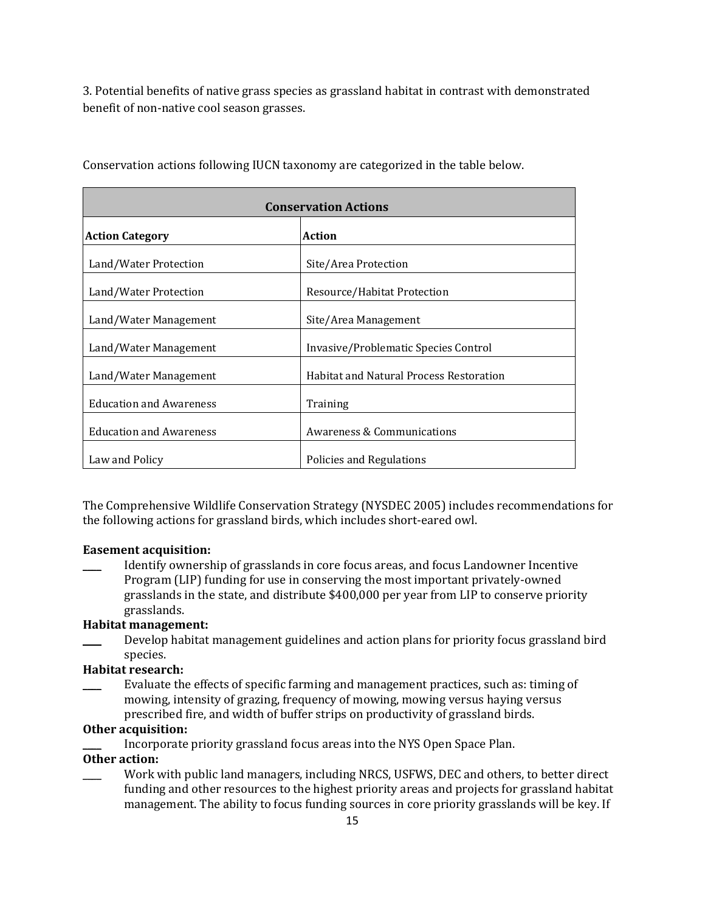3. Potential benefits of native grass species as grassland habitat in contrast with demonstrated benefit of non-native cool season grasses.

Conservation actions following IUCN taxonomy are categorized in the table below.

| Conservation Actions | |
|---|---|
| **Action Category** | **Action** |
| Land/Water Protection | Site/Area Protection |
| Land/Water Protection | Resource/Habitat Protection |
| Land/Water Management | Site/Area Management |
| Land/Water Management | Invasive/Problematic Species Control |
| Land/Water Management | Habitat and Natural Process Restoration |
| Education and Awareness | Training |
| Education and Awareness | Awareness & Communications |
| Law and Policy | Policies and Regulations |

The Comprehensive Wildlife Conservation Strategy (NYSDEC 2005) includes recommendations for the following actions for grassland birds, which includes short-eared owl.

**Easement acquisition:**

____ Identify ownership of grasslands in core focus areas, and focus Landowner Incentive Program (LIP) funding for use in conserving the most important privately-owned grasslands in the state, and distribute $400,000 per year from LIP to conserve priority grasslands.

**Habitat management:**

____ Develop habitat management guidelines and action plans for priority focus grassland bird species.

**Habitat research:**

____ Evaluate the effects of specific farming and management practices, such as: timing of mowing, intensity of grazing, frequency of mowing, mowing versus haying versus prescribed fire, and width of buffer strips on productivity of grassland birds.

**Other acquisition:**

____ Incorporate priority grassland focus areas into the NYS Open Space Plan.

**Other action:**

____ Work with public land managers, including NRCS, USFWS, DEC and others, to better direct funding and other resources to the highest priority areas and projects for grassland habitat management. The ability to focus funding sources in core priority grasslands will be key. If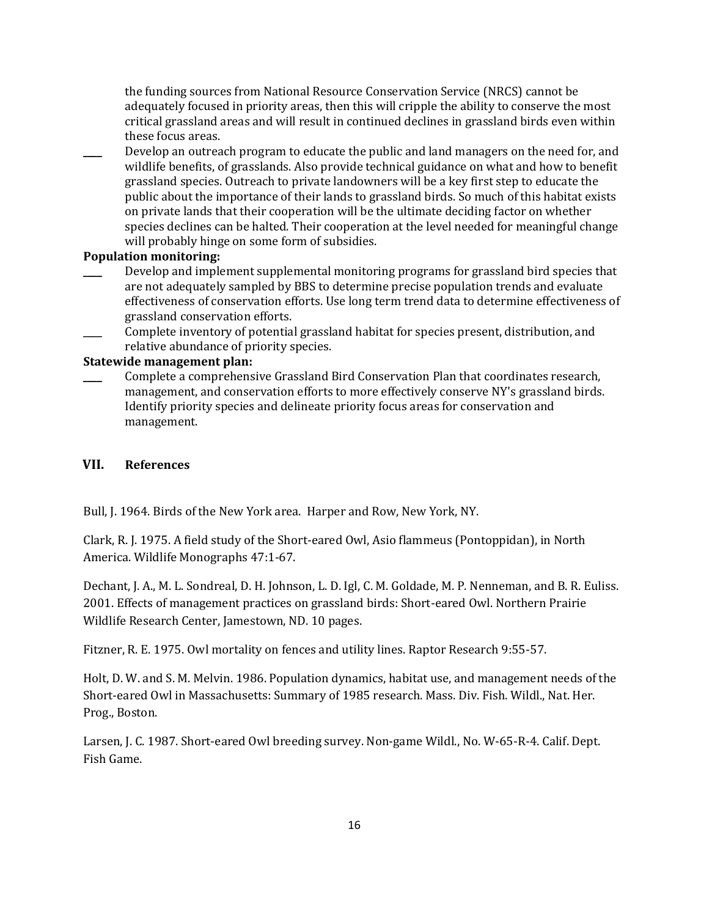the funding sources from National Resource Conservation Service (NRCS) cannot be adequately focused in priority areas, then this will cripple the ability to conserve the most critical grassland areas and will result in continued declines in grassland birds even within these focus areas.

____ Develop an outreach program to educate the public and land managers on the need for, and wildlife benefits, of grasslands. Also provide technical guidance on what and how to benefit grassland species. Outreach to private landowners will be a key first step to educate the public about the importance of their lands to grassland birds. So much of this habitat exists on private lands that their cooperation will be the ultimate deciding factor on whether species declines can be halted. Their cooperation at the level needed for meaningful change will probably hinge on some form of subsidies.

**Population monitoring:**

____ Develop and implement supplemental monitoring programs for grassland bird species that are not adequately sampled by BBS to determine precise population trends and evaluate effectiveness of conservation efforts. Use long term trend data to determine effectiveness of grassland conservation efforts.

____ Complete inventory of potential grassland habitat for species present, distribution, and relative abundance of priority species.

**Statewide management plan:**

____ Complete a comprehensive Grassland Bird Conservation Plan that coordinates research, management, and conservation efforts to more effectively conserve NY's grassland birds. Identify priority species and delineate priority focus areas for conservation and management.

## VII. References

Bull, J. 1964. Birds of the New York area. Harper and Row, New York, NY.

Clark, R. J. 1975. A field study of the Short-eared Owl, Asio flammeus (Pontoppidan), in North America. Wildlife Monographs 47:1-67.

Dechant, J. A., M. L. Sondreal, D. H. Johnson, L. D. Igl, C. M. Goldade, M. P. Nenneman, and B. R. Euliss. 2001. Effects of management practices on grassland birds: Short-eared Owl. Northern Prairie Wildlife Research Center, Jamestown, ND. 10 pages.

Fitzner, R. E. 1975. Owl mortality on fences and utility lines. Raptor Research 9:55-57.

Holt, D. W. and S. M. Melvin. 1986. Population dynamics, habitat use, and management needs of the Short-eared Owl in Massachusetts: Summary of 1985 research. Mass. Div. Fish. Wildl., Nat. Her. Prog., Boston.

Larsen, J. C. 1987. Short-eared Owl breeding survey. Non-game Wildl., No. W-65-R-4. Calif. Dept. Fish Game.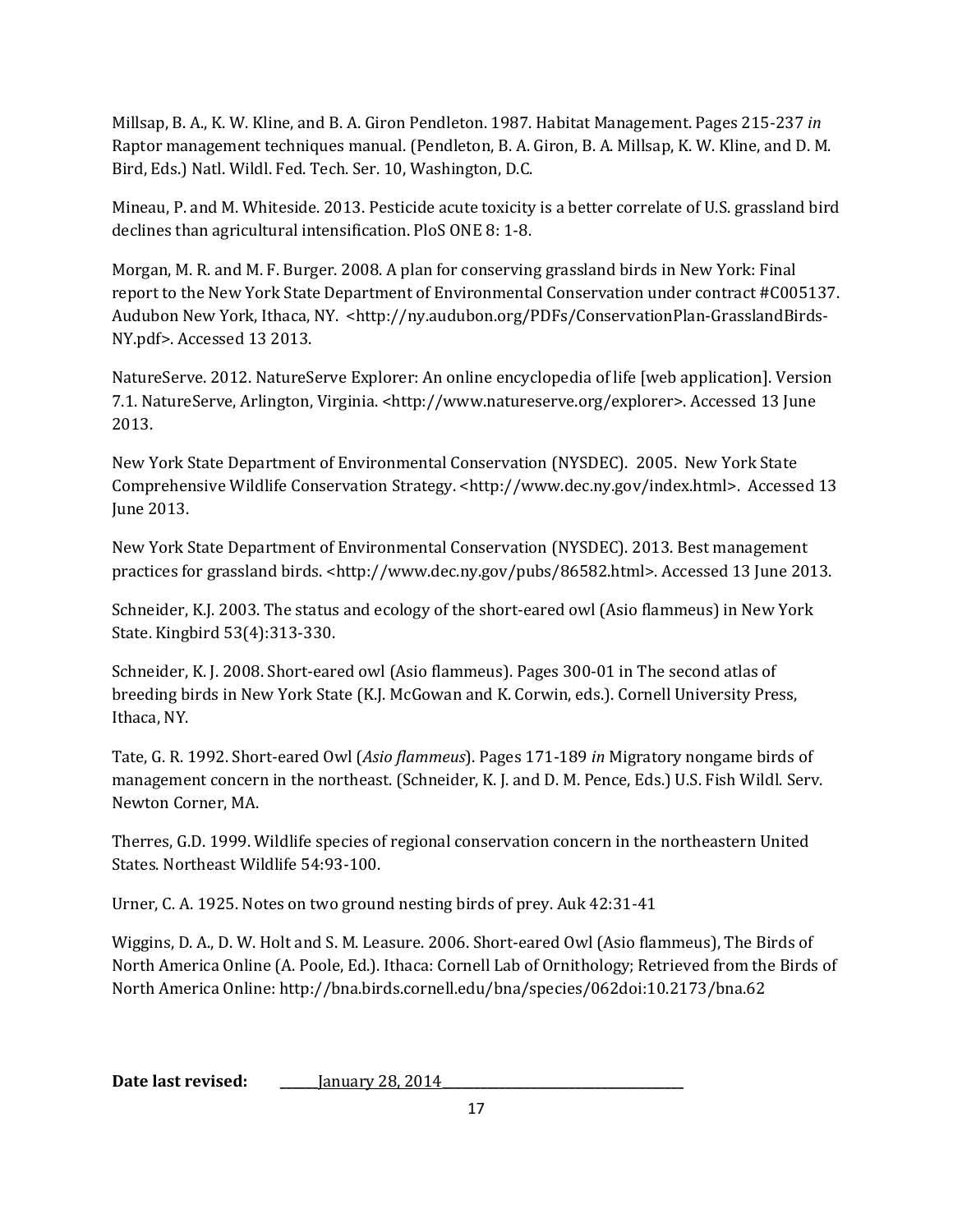Millsap, B. A., K. W. Kline, and B. A. Giron Pendleton. 1987. Habitat Management. Pages 215-237 *in* Raptor management techniques manual. (Pendleton, B. A. Giron, B. A. Millsap, K. W. Kline, and D. M. Bird, Eds.) Natl. Wildl. Fed. Tech. Ser. 10, Washington, D.C.

Mineau, P. and M. Whiteside. 2013. Pesticide acute toxicity is a better correlate of U.S. grassland bird declines than agricultural intensification. PloS ONE 8: 1-8.

Morgan, M. R. and M. F. Burger. 2008. A plan for conserving grassland birds in New York: Final report to the New York State Department of Environmental Conservation under contract #C005137. Audubon New York, Ithaca, NY. <http://ny.audubon.org/PDFs/ConservationPlan-GrasslandBirds-NY.pdf>. Accessed 13 2013.

NatureServe. 2012. NatureServe Explorer: An online encyclopedia of life [web application]. Version 7.1. NatureServe, Arlington, Virginia. <http://www.natureserve.org/explorer>. Accessed 13 June 2013.

New York State Department of Environmental Conservation (NYSDEC). 2005. New York State Comprehensive Wildlife Conservation Strategy. <http://www.dec.ny.gov/index.html>. Accessed 13 June 2013.

New York State Department of Environmental Conservation (NYSDEC). 2013. Best management practices for grassland birds. <http://www.dec.ny.gov/pubs/86582.html>. Accessed 13 June 2013.

Schneider, K.J. 2003. The status and ecology of the short-eared owl (Asio flammeus) in New York State. Kingbird 53(4):313-330.

Schneider, K. J. 2008. Short-eared owl (Asio flammeus). Pages 300-01 in The second atlas of breeding birds in New York State (K.J. McGowan and K. Corwin, eds.). Cornell University Press, Ithaca, NY.

Tate, G. R. 1992. Short-eared Owl (*Asio flammeus*). Pages 171-189 *in* Migratory nongame birds of management concern in the northeast. (Schneider, K. J. and D. M. Pence, Eds.) U.S. Fish Wildl. Serv. Newton Corner, MA.

Therres, G.D. 1999. Wildlife species of regional conservation concern in the northeastern United States. Northeast Wildlife 54:93-100.

Urner, C. A. 1925. Notes on two ground nesting birds of prey. Auk 42:31-41

Wiggins, D. A., D. W. Holt and S. M. Leasure. 2006. Short-eared Owl (Asio flammeus), The Birds of North America Online (A. Poole, Ed.). Ithaca: Cornell Lab of Ornithology; Retrieved from the Birds of North America Online: http://bna.birds.cornell.edu/bna/species/062doi:10.2173/bna.62

**Date last revised:** January 28, 2014